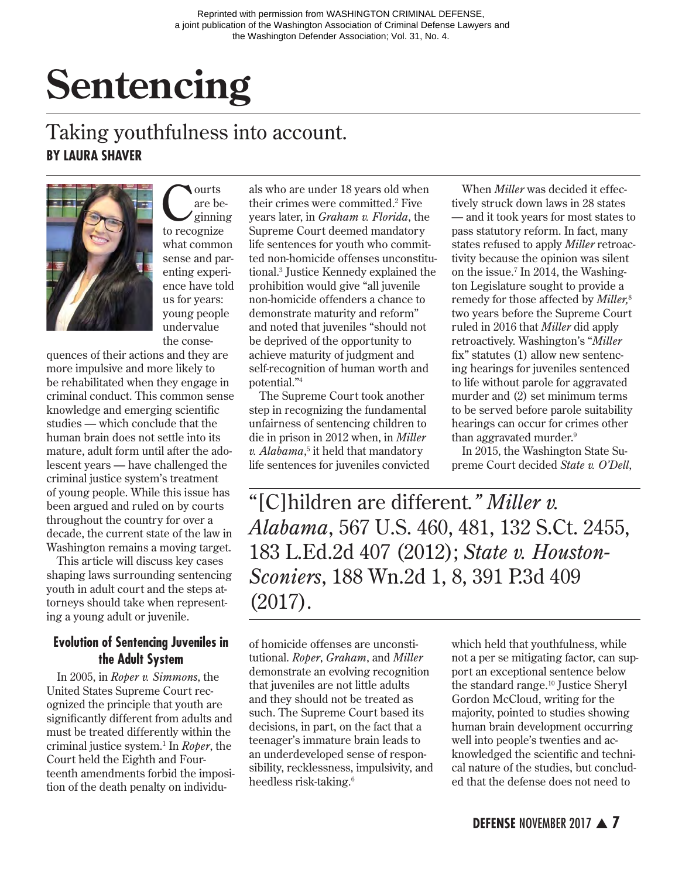Reprinted with permission from WASHINGTON CRIMINAL DEFENSE, a joint publication of the Washington Association of Criminal Defense Lawyers and the Washington Defender Association; Vol. 31, No. 4.

# Sentencing

## Taking youthfulness into account.

**BY LAURA SHAVER**

Courts are beginning to recognize what common sense and parenting experience have told us for years: young people undervalue the consequences of their actions and they are more impulsive and more likely to be rehabilitated when they engage in criminal conduct. This common sense knowledge and emerging scientific studies — which conclude that the human brain does not settle into its mature, adult form until after the adolescent years — have challenged the criminal justice system's treatment of young people. While this issue has been argued and ruled on by courts throughout the country for over a decade, the current state of the law in Washington remains a moving target.

This article will discuss key cases shaping laws surrounding sentencing youth in adult court and the steps attorneys should take when representing a young adult or juvenile.

### Evolution of Sentencing Juveniles in the Adult System

In 2005, in *Roper v. Simmons*, the United States Supreme Court recognized the principle that youth are significantly different from adults and must be treated differently within the criminal justice system.[1] In *Roper*, the Court held the Eighth and Fourteenth amendments forbid the imposition of the death penalty on individuals who are under 18 years old when their crimes were committed.[2] Five years later, in *Graham v. Florida*, the Supreme Court deemed mandatory life sentences for youth who committed non-homicide offenses unconstitutional.[3] Justice Kennedy explained the prohibition would give "all juvenile non-homicide offenders a chance to demonstrate maturity and reform" and noted that juveniles "should not be deprived of the opportunity to achieve maturity of judgment and self-recognition of human worth and potential."[4]

The Supreme Court took another step in recognizing the fundamental unfairness of sentencing children to die in prison in 2012 when, in *Miller v. Alabama*,[5] it held that mandatory life sentences for juveniles convicted of homicide offenses are unconstitutional. *Roper*, *Graham*, and *Miller* demonstrate an evolving recognition that juveniles are not little adults and they should not be treated as such. The Supreme Court based its decisions, in part, on the fact that a teenager's immature brain leads to an underdeveloped sense of responsibility, recklessness, impulsivity, and heedless risk-taking.[6]

When *Miller* was decided it effectively struck down laws in 28 states — and it took years for most states to pass statutory reform. In fact, many states refused to apply *Miller* retroactivity because the opinion was silent on the issue.[7] In 2014, the Washington Legislature sought to provide a remedy for those affected by *Miller,*[8] two years before the Supreme Court ruled in 2016 that *Miller* did apply retroactively. Washington's "*Miller* fix" statutes (1) allow new sentencing hearings for juveniles sentenced to life without parole for aggravated murder and (2) set minimum terms to be served before parole suitability hearings can occur for crimes other than aggravated murder.[9]

In 2015, the Washington State Supreme Court decided *State v. O'Dell*, which held that youthfulness, while not a per se mitigating factor, can support an exceptional sentence below the standard range.[10] Justice Sheryl Gordon McCloud, writing for the majority, pointed to studies showing human brain development occurring well into people's twenties and acknowledged the scientific and technical nature of the studies, but concluded that the defense does not need to

> "[C]hildren are different." *Miller v. Alabama*, 567 U.S. 460, 481, 132 S.Ct. 2455, 183 L.Ed.2d 407 (2012); *State v. Houston-Sconiers*, 188 Wn.2d 1, 8, 391 P.3d 409 (2017).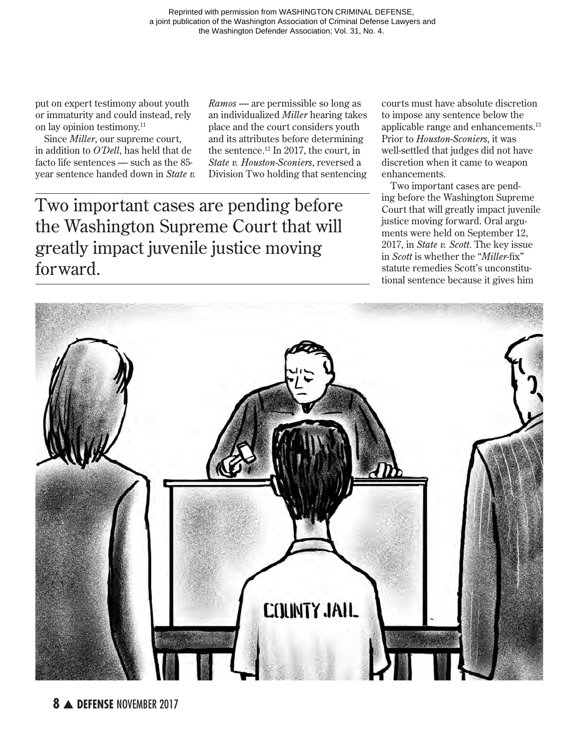put on expert testimony about youth or immaturity and could instead, rely on lay opinion testimony.[11]

Since *Miller*, our supreme court, in addition to *O'Dell*, has held that de facto life sentences — such as the 85-year sentence handed down in *State v. Ramos* — are permissible so long as an individualized *Miller* hearing takes place and the court considers youth and its attributes before determining the sentence.[12] In 2017, the court, in *State v. Houston-Sconiers*, reversed a Division Two holding that sentencing courts must have absolute discretion to impose any sentence below the applicable range and enhancements.[13] Prior to *Houston-Sconiers*, it was well-settled that judges did not have discretion when it came to weapon enhancements.

> Two important cases are pending before the Washington Supreme Court that will greatly impact juvenile justice moving forward.

Two important cases are pending before the Washington Supreme Court that will greatly impact juvenile justice moving forward. Oral arguments were held on September 12, 2017, in *State v. Scott*. The key issue in *Scott* is whether the "*Miller*-fix" statute remedies Scott's unconstitutional sentence because it gives him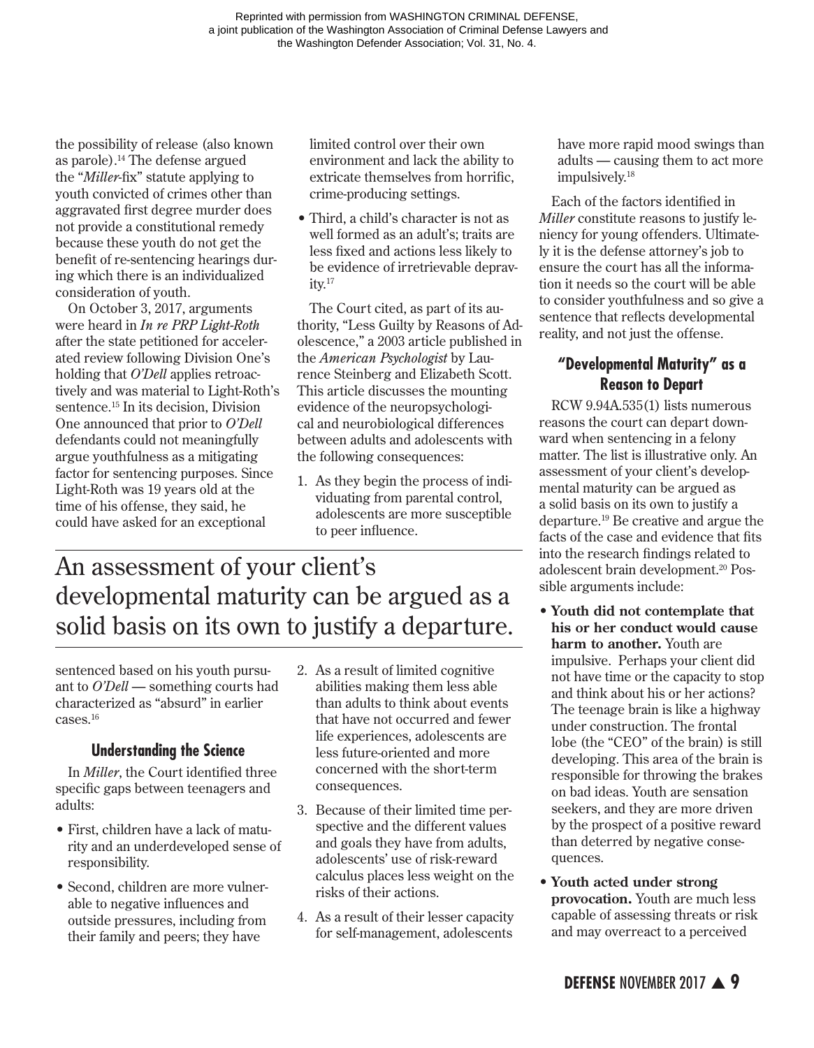the possibility of release (also known as parole).[14] The defense argued the "*Miller*-fix" statute applying to youth convicted of crimes other than aggravated first degree murder does not provide a constitutional remedy because these youth do not get the benefit of re-sentencing hearings during which there is an individualized consideration of youth.

On October 3, 2017, arguments were heard in *In re PRP Light-Roth* after the state petitioned for accelerated review following Division One's holding that *O'Dell* applies retroactively and was material to Light-Roth's sentence.[15] In its decision, Division One announced that prior to *O'Dell* defendants could not meaningfully argue youthfulness as a mitigating factor for sentencing purposes. Since Light-Roth was 19 years old at the time of his offense, they said, he could have asked for an exceptional sentenced based on his youth pursuant to *O'Dell* — something courts had characterized as "absurd" in earlier cases.[16]

## Understanding the Science

In *Miller*, the Court identified three specific gaps between teenagers and adults:

- First, children have a lack of maturity and an underdeveloped sense of responsibility.
- Second, children are more vulnerable to negative influences and outside pressures, including from their family and peers; they have limited control over their own environment and lack the ability to extricate themselves from horrific, crime-producing settings.
- Third, a child's character is not as well formed as an adult's; traits are less fixed and actions less likely to be evidence of irretrievable depravity.[17]

The Court cited, as part of its authority, "Less Guilty by Reasons of Adolescence," a 2003 article published in the *American Psychologist* by Laurence Steinberg and Elizabeth Scott. This article discusses the mounting evidence of the neuropsychological and neurobiological differences between adults and adolescents with the following consequences:

1. As they begin the process of individuating from parental control, adolescents are more susceptible to peer influence.
2. As a result of limited cognitive abilities making them less able than adults to think about events that have not occurred and fewer life experiences, adolescents are less future-oriented and more concerned with the short-term consequences.
3. Because of their limited time perspective and the different values and goals they have from adults, adolescents' use of risk-reward calculus places less weight on the risks of their actions.
4. As a result of their lesser capacity for self-management, adolescents have more rapid mood swings than adults — causing them to act more impulsively.[18]

Each of the factors identified in *Miller* constitute reasons to justify leniency for young offenders. Ultimately it is the defense attorney's job to ensure the court has all the information it needs so the court will be able to consider youthfulness and so give a sentence that reflects developmental reality, and not just the offense.

> An assessment of your client's developmental maturity can be argued as a solid basis on its own to justify a departure.

## "Developmental Maturity" as a Reason to Depart

RCW 9.94A.535(1) lists numerous reasons the court can depart downward when sentencing in a felony matter. The list is illustrative only. An assessment of your client's developmental maturity can be argued as a solid basis on its own to justify a departure.[19] Be creative and argue the facts of the case and evidence that fits into the research findings related to adolescent brain development.[20] Possible arguments include:

- **Youth did not contemplate that his or her conduct would cause harm to another.** Youth are impulsive. Perhaps your client did not have time or the capacity to stop and think about his or her actions? The teenage brain is like a highway under construction. The frontal lobe (the "CEO" of the brain) is still developing. This area of the brain is responsible for throwing the brakes on bad ideas. Youth are sensation seekers, and they are more driven by the prospect of a positive reward than deterred by negative consequences.
- **Youth acted under strong provocation.** Youth are much less capable of assessing threats or risk and may overreact to a perceived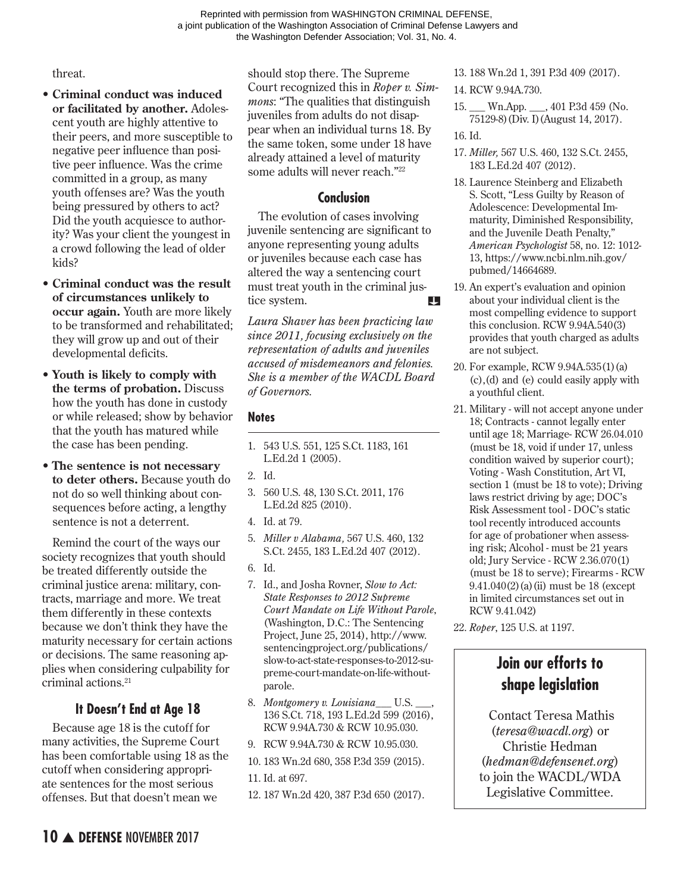threat.

- **Criminal conduct was induced or facilitated by another.** Adolescent youth are highly attentive to their peers, and more susceptible to negative peer influence than positive peer influence. Was the crime committed in a group, as many youth offenses are? Was the youth being pressured by others to act? Did the youth acquiesce to authority? Was your client the youngest in a crowd following the lead of older kids?
- **Criminal conduct was the result of circumstances unlikely to occur again.** Youth are more likely to be transformed and rehabilitated; they will grow up and out of their developmental deficits.
- **Youth is likely to comply with the terms of probation.** Discuss how the youth has done in custody or while released; show by behavior that the youth has matured while the case has been pending.
- **The sentence is not necessary to deter others.** Because youth do not do so well thinking about consequences before acting, a lengthy sentence is not a deterrent.

Remind the court of the ways our society recognizes that youth should be treated differently outside the criminal justice arena: military, contracts, marriage and more. We treat them differently in these contexts because we don't think they have the maturity necessary for certain actions or decisions. The same reasoning applies when considering culpability for criminal actions.[21]

## It Doesn't End at Age 18

Because age 18 is the cutoff for many activities, the Supreme Court has been comfortable using 18 as the cutoff when considering appropriate sentences for the most serious offenses. But that doesn't mean we should stop there. The Supreme Court recognized this in *Roper v. Simmons*: "The qualities that distinguish juveniles from adults do not disappear when an individual turns 18. By the same token, some under 18 have already attained a level of maturity some adults will never reach."[22]

## Conclusion

The evolution of cases involving juvenile sentencing are significant to anyone representing young adults or juveniles because each case has altered the way a sentencing court must treat youth in the criminal justice system.

*Laura Shaver has been practicing law since 2011, focusing exclusively on the representation of adults and juveniles accused of misdemeanors and felonies. She is a member of the WACDL Board of Governors.*

## Notes

1. 543 U.S. 551, 125 S.Ct. 1183, 161 L.Ed.2d 1 (2005).
2. Id.
3. 560 U.S. 48, 130 S.Ct. 2011, 176 L.Ed.2d 825 (2010).
4. Id. at 79.
5. *Miller v Alabama,* 567 U.S. 460, 132 S.Ct. 2455, 183 L.Ed.2d 407 (2012).
6. Id.
7. Id., and Josha Rovner, *Slow to Act: State Responses to 2012 Supreme Court Mandate on Life Without Parole*, (Washington, D.C.: The Sentencing Project, June 25, 2014), http://www.sentencingproject.org/publications/slow-to-act-state-responses-to-2012-supreme-court-mandate-on-life-without-parole.
8. *Montgomery v. Louisiana*___ U.S. ___, 136 S.Ct. 718, 193 L.Ed.2d 599 (2016), RCW 9.94A.730 & RCW 10.95.030.
9. RCW 9.94A.730 & RCW 10.95.030.
10. 183 Wn.2d 680, 358 P.3d 359 (2015).
11. Id. at 697.
12. 187 Wn.2d 420, 387 P.3d 650 (2017).
13. 188 Wn.2d 1, 391 P.3d 409 (2017).
14. RCW 9.94A.730.
15. ___ Wn.App. ___, 401 P.3d 459 (No. 75129-8) (Div. I) (August 14, 2017).
16. Id.
17. *Miller,* 567 U.S. 460, 132 S.Ct. 2455, 183 L.Ed.2d 407 (2012).
18. Laurence Steinberg and Elizabeth S. Scott, "Less Guilty by Reason of Adolescence: Developmental Immaturity, Diminished Responsibility, and the Juvenile Death Penalty," *American Psychologist* 58, no. 12: 1012-13, https://www.ncbi.nlm.nih.gov/pubmed/14664689.
19. An expert's evaluation and opinion about your individual client is the most compelling evidence to support this conclusion. RCW 9.94A.540(3) provides that youth charged as adults are not subject.
20. For example, RCW 9.94A.535(1)(a)(c),(d) and (e) could easily apply with a youthful client.
21. Military - will not accept anyone under 18; Contracts - cannot legally enter until age 18; Marriage- RCW 26.04.010 (must be 18, void if under 17, unless condition waived by superior court); Voting - Wash Constitution, Art VI, section 1 (must be 18 to vote); Driving laws restrict driving by age; DOC's Risk Assessment tool - DOC's static tool recently introduced accounts for age of probationer when assessing risk; Alcohol - must be 21 years old; Jury Service - RCW 2.36.070(1) (must be 18 to serve); Firearms - RCW 9.41.040(2)(a)(ii) must be 18 (except in limited circumstances set out in RCW 9.41.042)
22. *Roper*, 125 U.S. at 1197.

## Join our efforts to shape legislation

Contact Teresa Mathis (*teresa@wacdl.org*) or Christie Hedman (*hedman@defensenet.org*) to join the WACDL/WDA Legislative Committee.